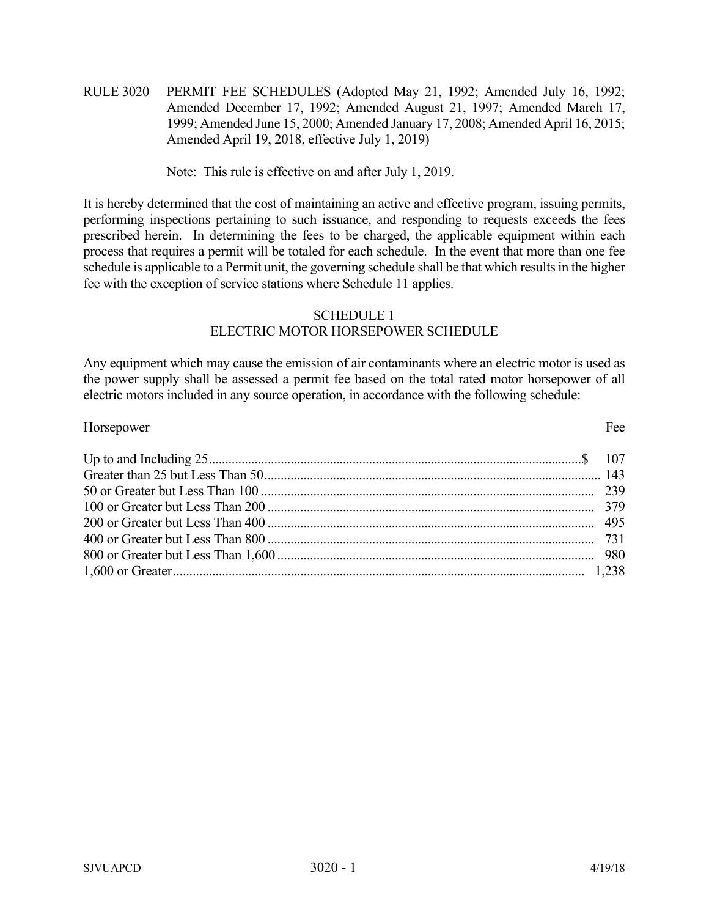RULE 3020 PERMIT FEE SCHEDULES (Adopted May 21, 1992; Amended July 16, 1992; Amended December 17, 1992; Amended August 21, 1997; Amended March 17, 1999; Amended June 15, 2000; Amended January 17, 2008; Amended April 16, 2015; Amended April 19, 2018, effective July 1, 2019)

Note: This rule is effective on and after July 1, 2019.

It is hereby determined that the cost of maintaining an active and effective program, issuing permits, performing inspections pertaining to such issuance, and responding to requests exceeds the fees prescribed herein. In determining the fees to be charged, the applicable equipment within each process that requires a permit will be totaled for each schedule. In the event that more than one fee schedule is applicable to a Permit unit, the governing schedule shall be that which results in the higher fee with the exception of service stations where Schedule 11 applies.

## SCHEDULE 1
## ELECTRIC MOTOR HORSEPOWER SCHEDULE

Any equipment which may cause the emission of air contaminants where an electric motor is used as the power supply shall be assessed a permit fee based on the total rated motor horsepower of all electric motors included in any source operation, in accordance with the following schedule:

| Horsepower | Fee |
|---|---|
| Up to and Including 25 | $ 107 |
| Greater than 25 but Less Than 50 | 143 |
| 50 or Greater but Less Than 100 | 239 |
| 100 or Greater but Less Than 200 | 379 |
| 200 or Greater but Less Than 400 | 495 |
| 400 or Greater but Less Than 800 | 731 |
| 800 or Greater but Less Than 1,600 | 980 |
| 1,600 or Greater | 1,238 |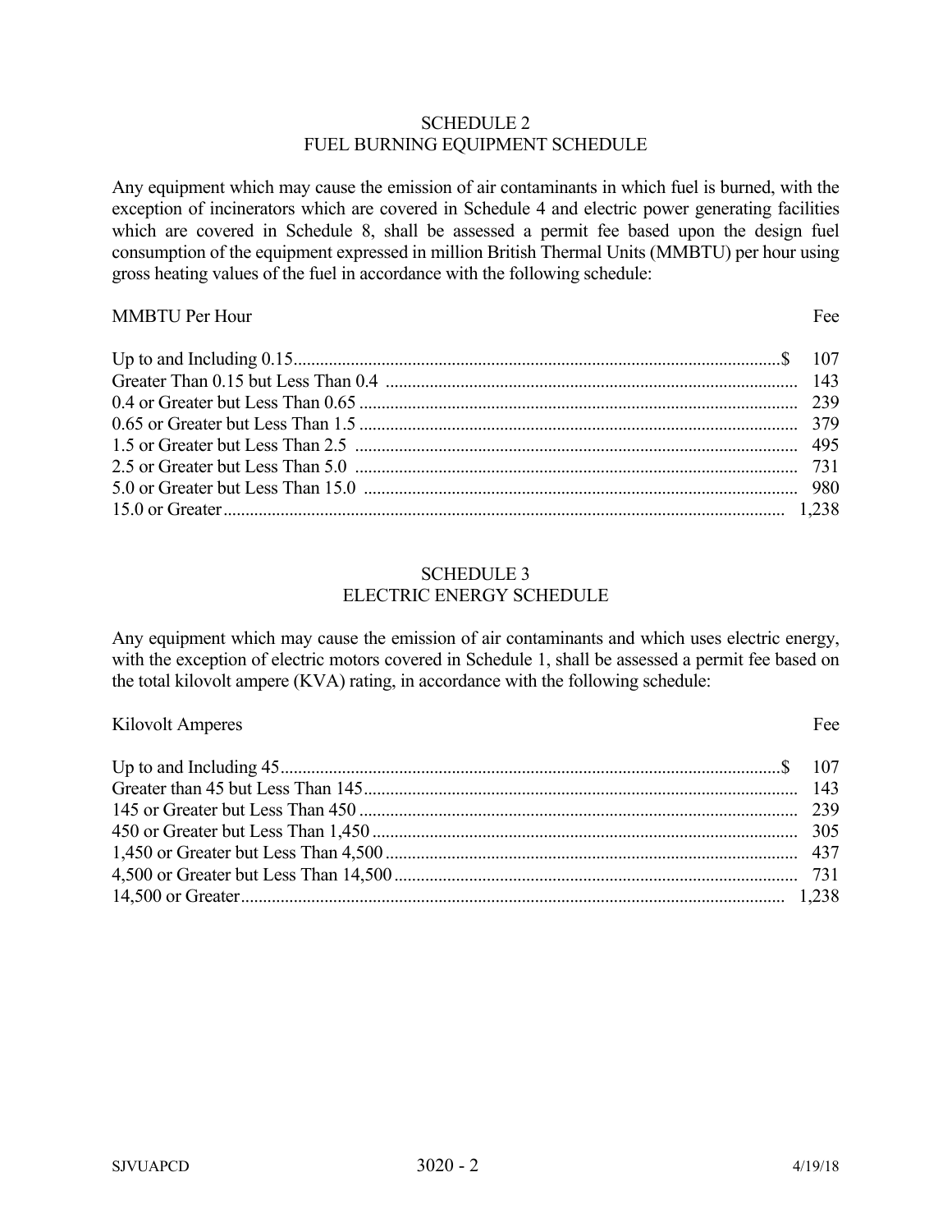## SCHEDULE 2
## FUEL BURNING EQUIPMENT SCHEDULE

Any equipment which may cause the emission of air contaminants in which fuel is burned, with the exception of incinerators which are covered in Schedule 4 and electric power generating facilities which are covered in Schedule 8, shall be assessed a permit fee based upon the design fuel consumption of the equipment expressed in million British Thermal Units (MMBTU) per hour using gross heating values of the fuel in accordance with the following schedule:

| MMBTU Per Hour | Fee |
|---|---|
| Up to and Including 0.15 | $ 107 |
| Greater Than 0.15 but Less Than 0.4 | 143 |
| 0.4 or Greater but Less Than 0.65 | 239 |
| 0.65 or Greater but Less Than 1.5 | 379 |
| 1.5 or Greater but Less Than 2.5 | 495 |
| 2.5 or Greater but Less Than 5.0 | 731 |
| 5.0 or Greater but Less Than 15.0 | 980 |
| 15.0 or Greater | 1,238 |

## SCHEDULE 3
## ELECTRIC ENERGY SCHEDULE

Any equipment which may cause the emission of air contaminants and which uses electric energy, with the exception of electric motors covered in Schedule 1, shall be assessed a permit fee based on the total kilovolt ampere (KVA) rating, in accordance with the following schedule:

| Kilovolt Amperes | Fee |
|---|---|
| Up to and Including 45 | $ 107 |
| Greater than 45 but Less Than 145 | 143 |
| 145 or Greater but Less Than 450 | 239 |
| 450 or Greater but Less Than 1,450 | 305 |
| 1,450 or Greater but Less Than 4,500 | 437 |
| 4,500 or Greater but Less Than 14,500 | 731 |
| 14,500 or Greater | 1,238 |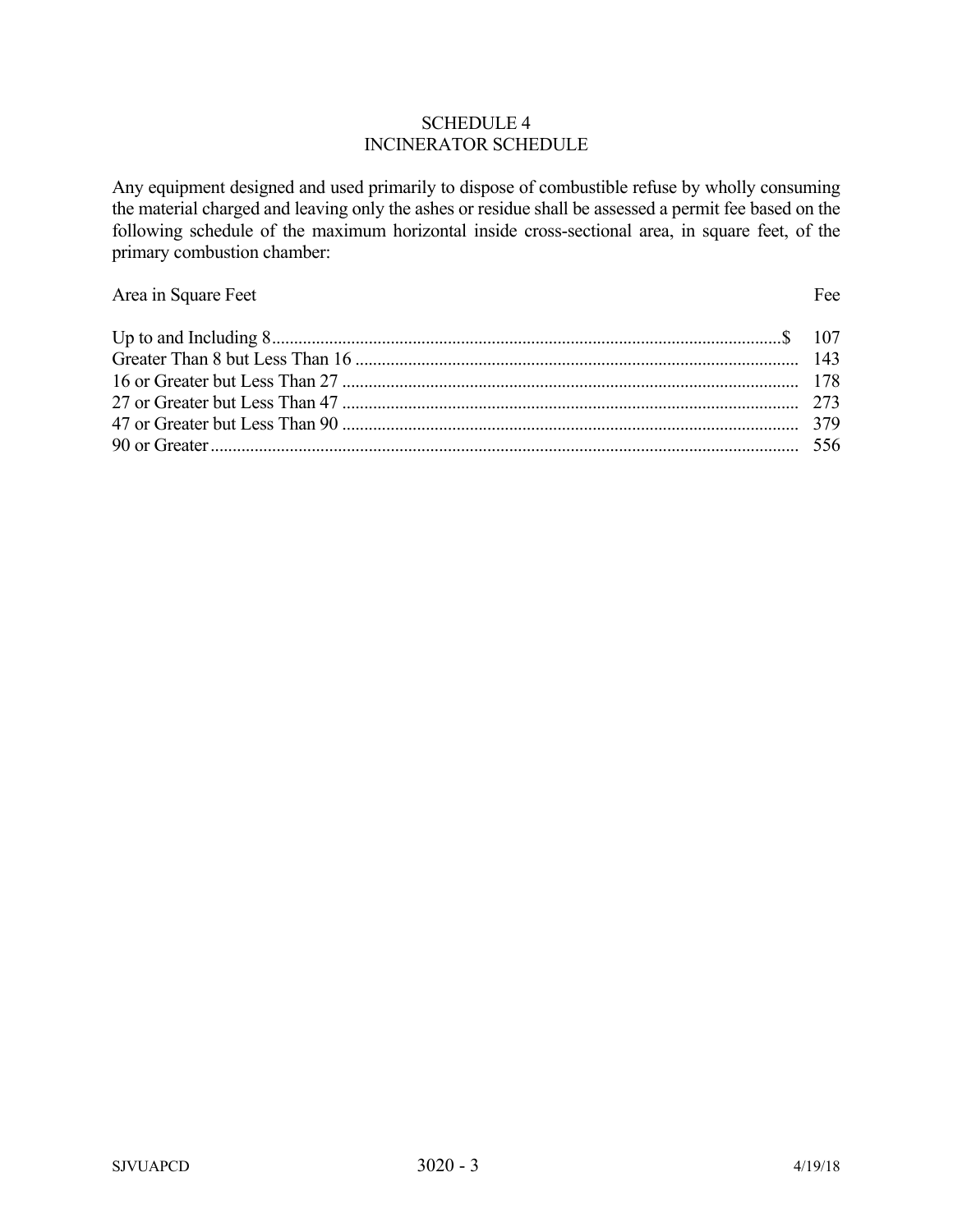## SCHEDULE 4
## INCINERATOR SCHEDULE

Any equipment designed and used primarily to dispose of combustible refuse by wholly consuming the material charged and leaving only the ashes or residue shall be assessed a permit fee based on the following schedule of the maximum horizontal inside cross-sectional area, in square feet, of the primary combustion chamber:

| Area in Square Feet | Fee |
|---|---|
| Up to and Including 8 | $ 107 |
| Greater Than 8 but Less Than 16 | 143 |
| 16 or Greater but Less Than 27 | 178 |
| 27 or Greater but Less Than 47 | 273 |
| 47 or Greater but Less Than 90 | 379 |
| 90 or Greater | 556 |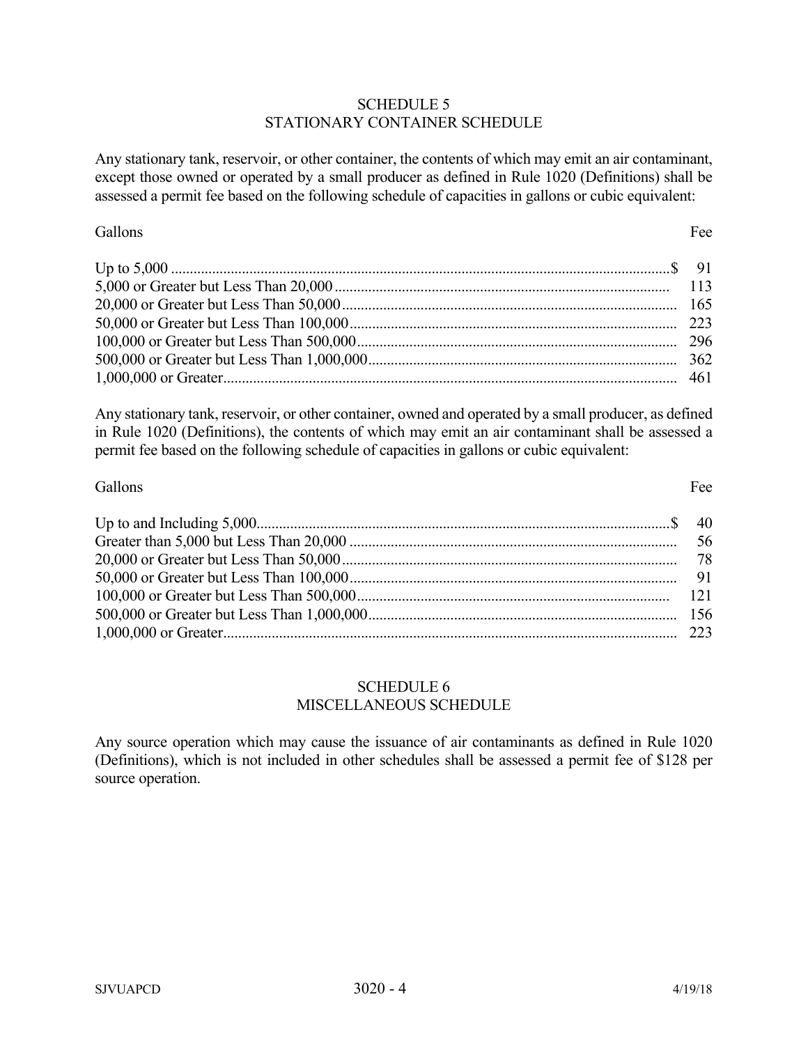## SCHEDULE 5
## STATIONARY CONTAINER SCHEDULE

Any stationary tank, reservoir, or other container, the contents of which may emit an air contaminant, except those owned or operated by a small producer as defined in Rule 1020 (Definitions) shall be assessed a permit fee based on the following schedule of capacities in gallons or cubic equivalent:

| Gallons | Fee |
|---|---|
| Up to 5,000 | $ 91 |
| 5,000 or Greater but Less Than 20,000 | 113 |
| 20,000 or Greater but Less Than 50,000 | 165 |
| 50,000 or Greater but Less Than 100,000 | 223 |
| 100,000 or Greater but Less Than 500,000 | 296 |
| 500,000 or Greater but Less Than 1,000,000 | 362 |
| 1,000,000 or Greater | 461 |

Any stationary tank, reservoir, or other container, owned and operated by a small producer, as defined in Rule 1020 (Definitions), the contents of which may emit an air contaminant shall be assessed a permit fee based on the following schedule of capacities in gallons or cubic equivalent:

| Gallons | Fee |
|---|---|
| Up to and Including 5,000 | $ 40 |
| Greater than 5,000 but Less Than 20,000 | 56 |
| 20,000 or Greater but Less Than 50,000 | 78 |
| 50,000 or Greater but Less Than 100,000 | 91 |
| 100,000 or Greater but Less Than 500,000 | 121 |
| 500,000 or Greater but Less Than 1,000,000 | 156 |
| 1,000,000 or Greater | 223 |

## SCHEDULE 6
## MISCELLANEOUS SCHEDULE

Any source operation which may cause the issuance of air contaminants as defined in Rule 1020 (Definitions), which is not included in other schedules shall be assessed a permit fee of $128 per source operation.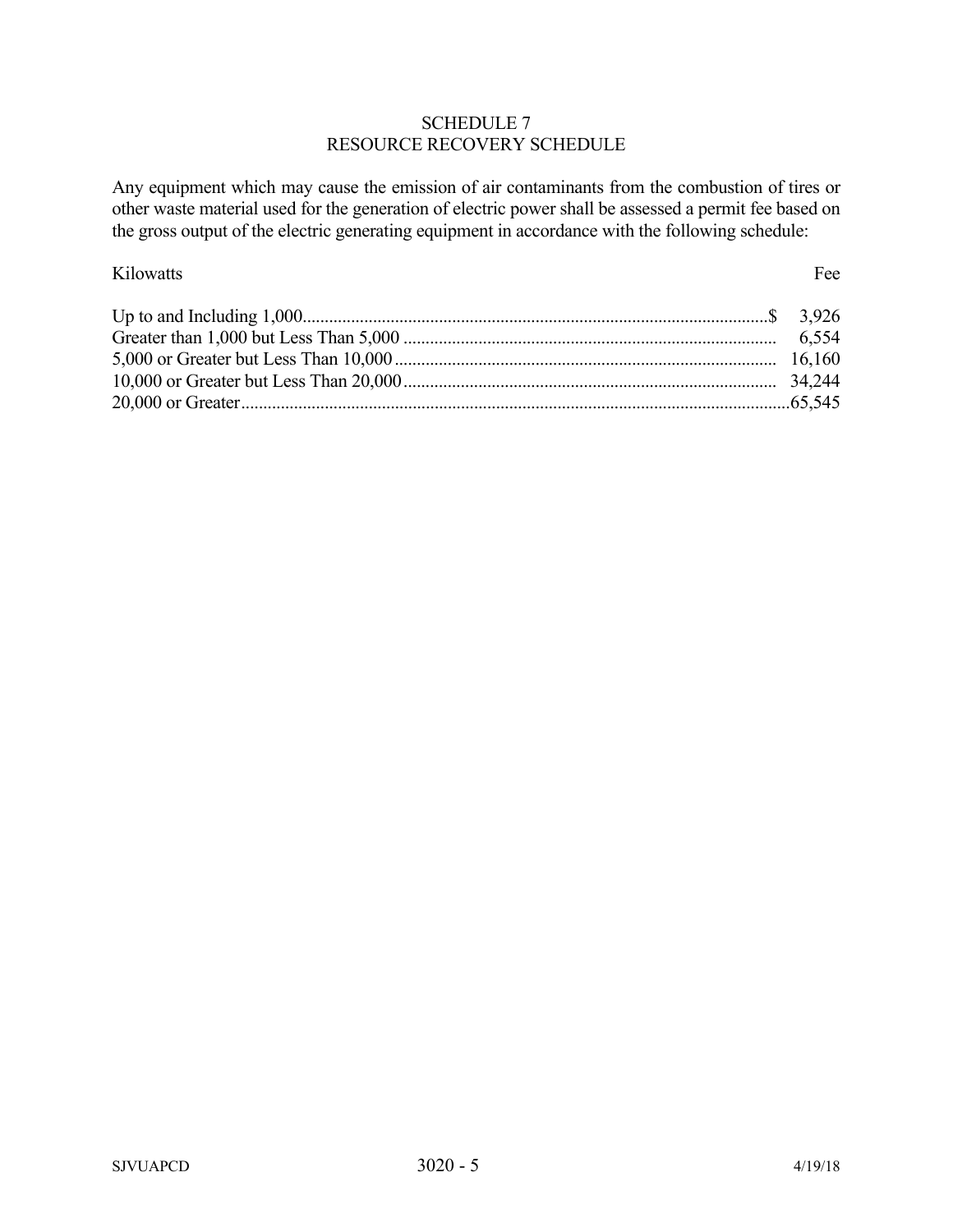# SCHEDULE 7
## RESOURCE RECOVERY SCHEDULE

Any equipment which may cause the emission of air contaminants from the combustion of tires or other waste material used for the generation of electric power shall be assessed a permit fee based on the gross output of the electric generating equipment in accordance with the following schedule:

| Kilowatts | Fee |
|---|---|
| Up to and Including 1,000 | $ 3,926 |
| Greater than 1,000 but Less Than 5,000 | 6,554 |
| 5,000 or Greater but Less Than 10,000 | 16,160 |
| 10,000 or Greater but Less Than 20,000 | 34,244 |
| 20,000 or Greater | 65,545 |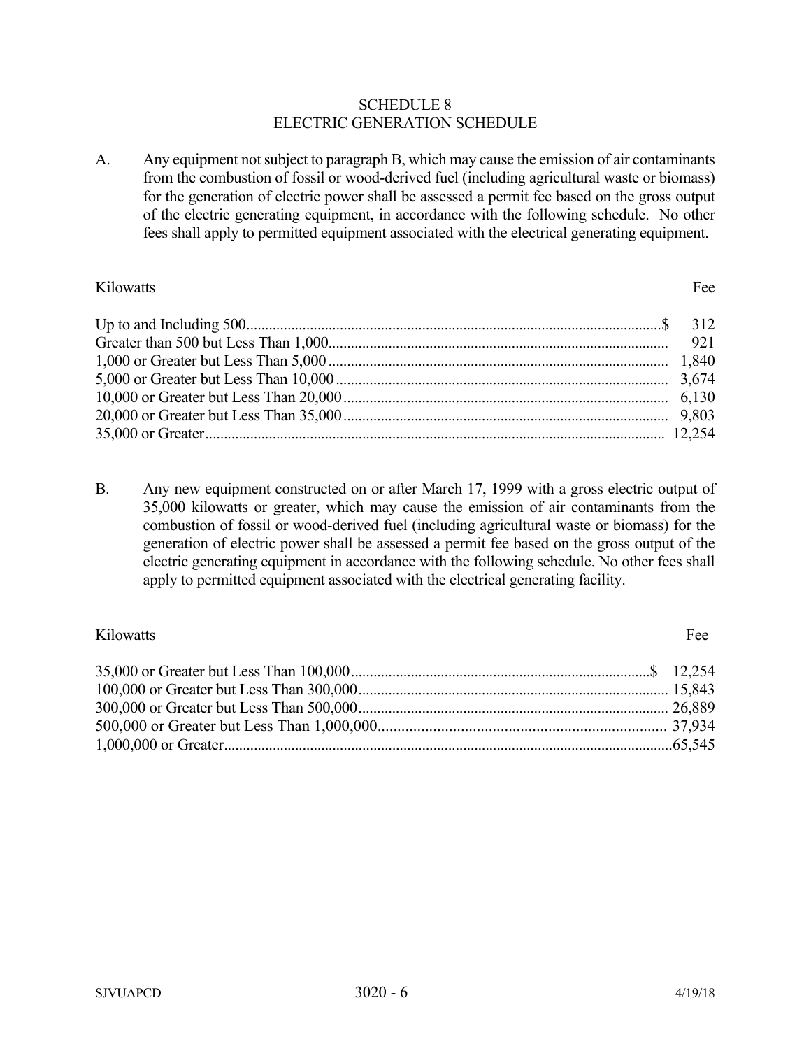# SCHEDULE 8
## ELECTRIC GENERATION SCHEDULE

A. Any equipment not subject to paragraph B, which may cause the emission of air contaminants from the combustion of fossil or wood-derived fuel (including agricultural waste or biomass) for the generation of electric power shall be assessed a permit fee based on the gross output of the electric generating equipment, in accordance with the following schedule. No other fees shall apply to permitted equipment associated with the electrical generating equipment.

| Kilowatts | Fee |
|---|---|
| Up to and Including 500 | $ 312 |
| Greater than 500 but Less Than 1,000 | 921 |
| 1,000 or Greater but Less Than 5,000 | 1,840 |
| 5,000 or Greater but Less Than 10,000 | 3,674 |
| 10,000 or Greater but Less Than 20,000 | 6,130 |
| 20,000 or Greater but Less Than 35,000 | 9,803 |
| 35,000 or Greater | 12,254 |

B. Any new equipment constructed on or after March 17, 1999 with a gross electric output of 35,000 kilowatts or greater, which may cause the emission of air contaminants from the combustion of fossil or wood-derived fuel (including agricultural waste or biomass) for the generation of electric power shall be assessed a permit fee based on the gross output of the electric generating equipment in accordance with the following schedule. No other fees shall apply to permitted equipment associated with the electrical generating facility.

| Kilowatts | Fee |
|---|---|
| 35,000 or Greater but Less Than 100,000 | $ 12,254 |
| 100,000 or Greater but Less Than 300,000 | 15,843 |
| 300,000 or Greater but Less Than 500,000 | 26,889 |
| 500,000 or Greater but Less Than 1,000,000 | 37,934 |
| 1,000,000 or Greater | 65,545 |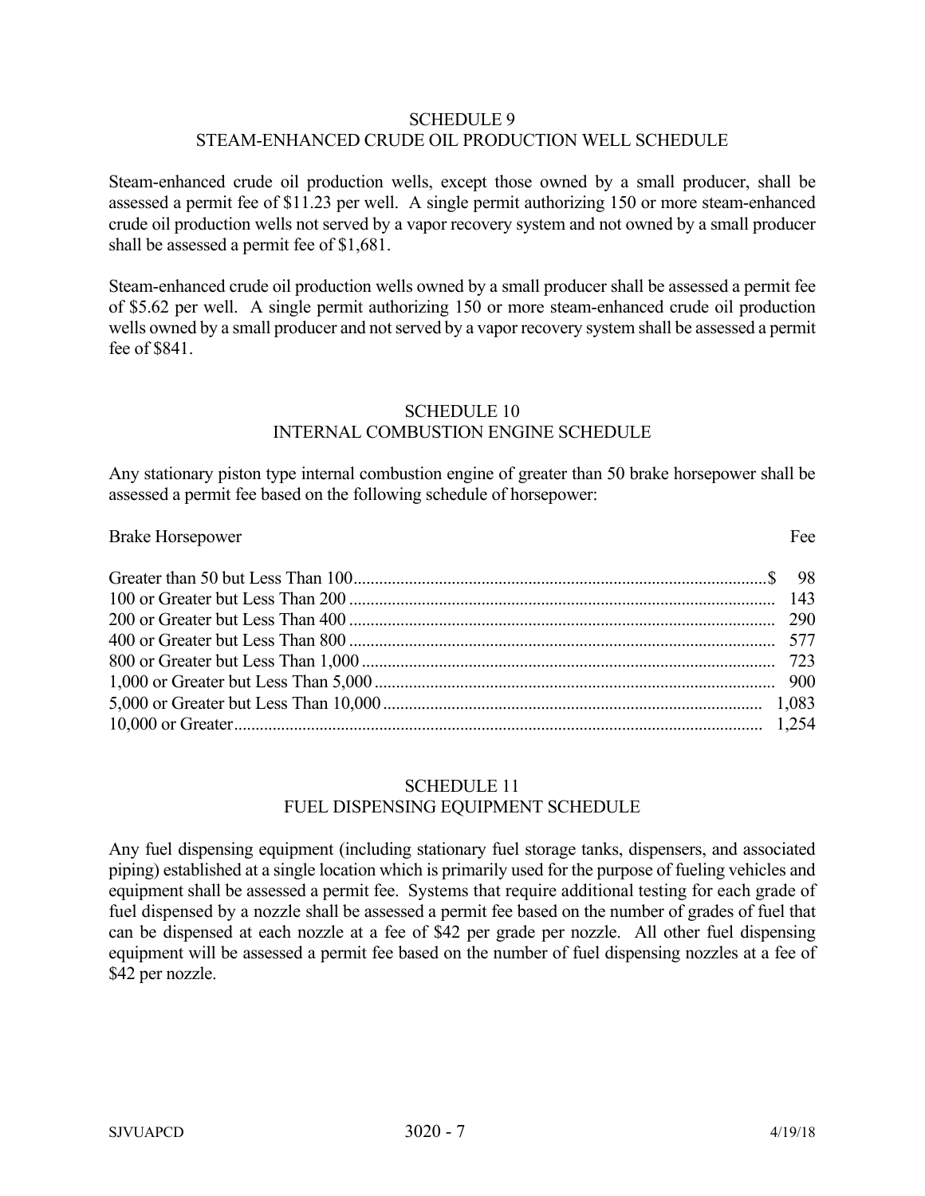## SCHEDULE 9
## STEAM-ENHANCED CRUDE OIL PRODUCTION WELL SCHEDULE

Steam-enhanced crude oil production wells, except those owned by a small producer, shall be assessed a permit fee of $11.23 per well. A single permit authorizing 150 or more steam-enhanced crude oil production wells not served by a vapor recovery system and not owned by a small producer shall be assessed a permit fee of $1,681.

Steam-enhanced crude oil production wells owned by a small producer shall be assessed a permit fee of $5.62 per well. A single permit authorizing 150 or more steam-enhanced crude oil production wells owned by a small producer and not served by a vapor recovery system shall be assessed a permit fee of $841.

## SCHEDULE 10
## INTERNAL COMBUSTION ENGINE SCHEDULE

Any stationary piston type internal combustion engine of greater than 50 brake horsepower shall be assessed a permit fee based on the following schedule of horsepower:

| Brake Horsepower | Fee |
|---|---|
| Greater than 50 but Less Than 100 | $ 98 |
| 100 or Greater but Less Than 200 | 143 |
| 200 or Greater but Less Than 400 | 290 |
| 400 or Greater but Less Than 800 | 577 |
| 800 or Greater but Less Than 1,000 | 723 |
| 1,000 or Greater but Less Than 5,000 | 900 |
| 5,000 or Greater but Less Than 10,000 | 1,083 |
| 10,000 or Greater | 1,254 |

## SCHEDULE 11
## FUEL DISPENSING EQUIPMENT SCHEDULE

Any fuel dispensing equipment (including stationary fuel storage tanks, dispensers, and associated piping) established at a single location which is primarily used for the purpose of fueling vehicles and equipment shall be assessed a permit fee. Systems that require additional testing for each grade of fuel dispensed by a nozzle shall be assessed a permit fee based on the number of grades of fuel that can be dispensed at each nozzle at a fee of $42 per grade per nozzle. All other fuel dispensing equipment will be assessed a permit fee based on the number of fuel dispensing nozzles at a fee of $42 per nozzle.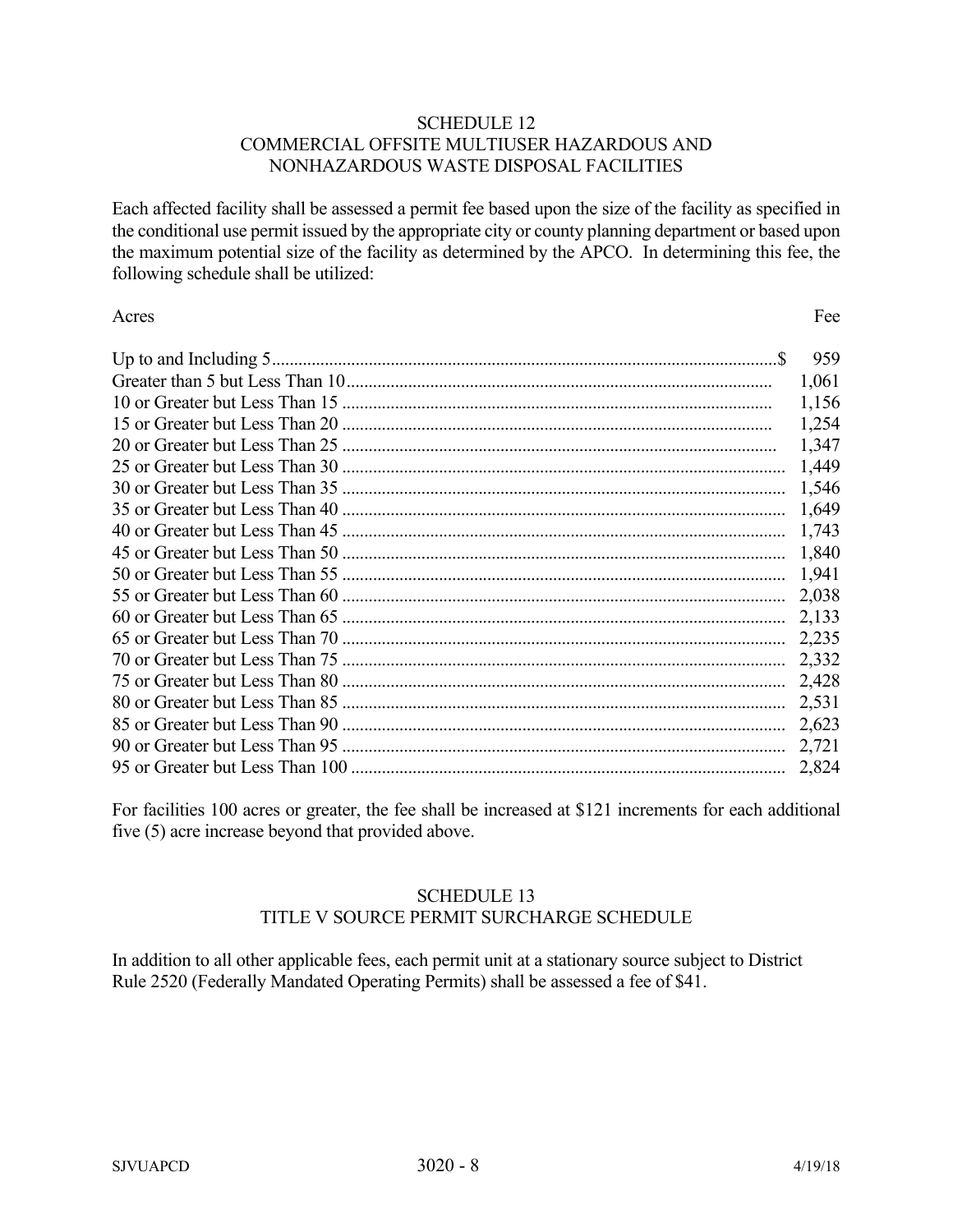## SCHEDULE 12
## COMMERCIAL OFFSITE MULTIUSER HAZARDOUS AND NONHAZARDOUS WASTE DISPOSAL FACILITIES

Each affected facility shall be assessed a permit fee based upon the size of the facility as specified in the conditional use permit issued by the appropriate city or county planning department or based upon the maximum potential size of the facility as determined by the APCO. In determining this fee, the following schedule shall be utilized:

| Acres | Fee |
|---|---|
| Up to and Including 5 | $ 959 |
| Greater than 5 but Less Than 10 | 1,061 |
| 10 or Greater but Less Than 15 | 1,156 |
| 15 or Greater but Less Than 20 | 1,254 |
| 20 or Greater but Less Than 25 | 1,347 |
| 25 or Greater but Less Than 30 | 1,449 |
| 30 or Greater but Less Than 35 | 1,546 |
| 35 or Greater but Less Than 40 | 1,649 |
| 40 or Greater but Less Than 45 | 1,743 |
| 45 or Greater but Less Than 50 | 1,840 |
| 50 or Greater but Less Than 55 | 1,941 |
| 55 or Greater but Less Than 60 | 2,038 |
| 60 or Greater but Less Than 65 | 2,133 |
| 65 or Greater but Less Than 70 | 2,235 |
| 70 or Greater but Less Than 75 | 2,332 |
| 75 or Greater but Less Than 80 | 2,428 |
| 80 or Greater but Less Than 85 | 2,531 |
| 85 or Greater but Less Than 90 | 2,623 |
| 90 or Greater but Less Than 95 | 2,721 |
| 95 or Greater but Less Than 100 | 2,824 |

For facilities 100 acres or greater, the fee shall be increased at $121 increments for each additional five (5) acre increase beyond that provided above.

## SCHEDULE 13
## TITLE V SOURCE PERMIT SURCHARGE SCHEDULE

In addition to all other applicable fees, each permit unit at a stationary source subject to District Rule 2520 (Federally Mandated Operating Permits) shall be assessed a fee of $41.